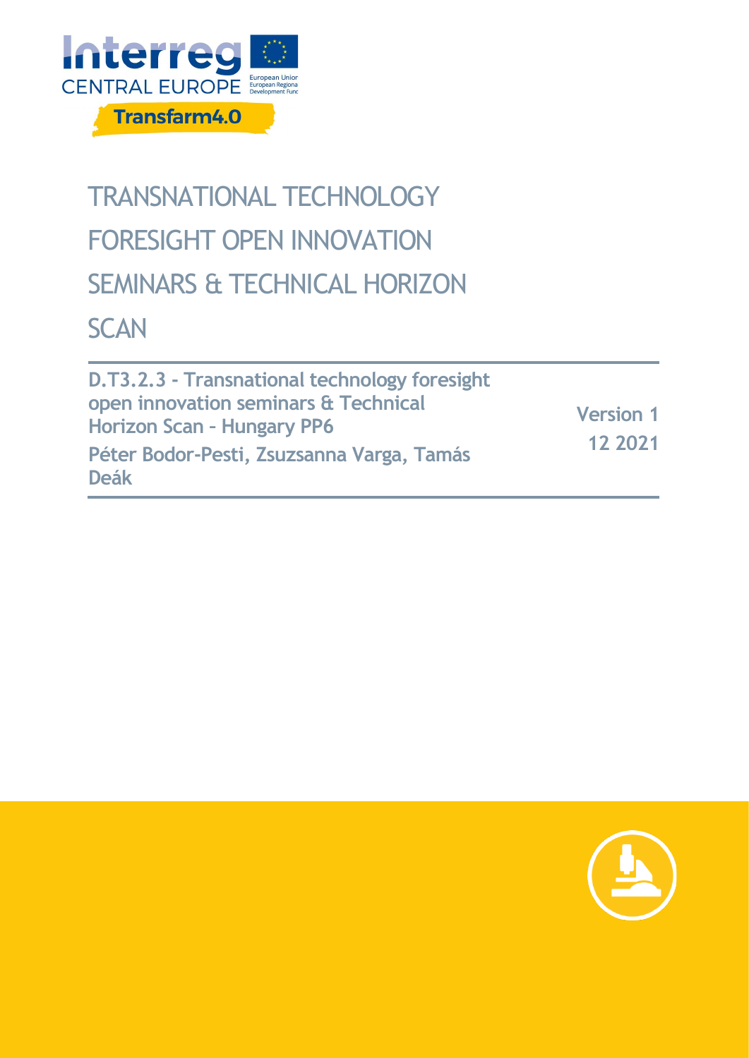Interreg CENTRAL EUROPE

European Union
European Regional Development Fund

Transfarm4.0

# TRANSNATIONAL TECHNOLOGY FORESIGHT OPEN INNOVATION SEMINARS & TECHNICAL HORIZON SCAN

**D.T3.2.3 - Transnational technology foresight open innovation seminars & Technical Horizon Scan – Hungary PP6**

**Péter Bodor-Pesti, Zsuzsanna Varga, Tamás Deák**

**Version 1**

**12 2021**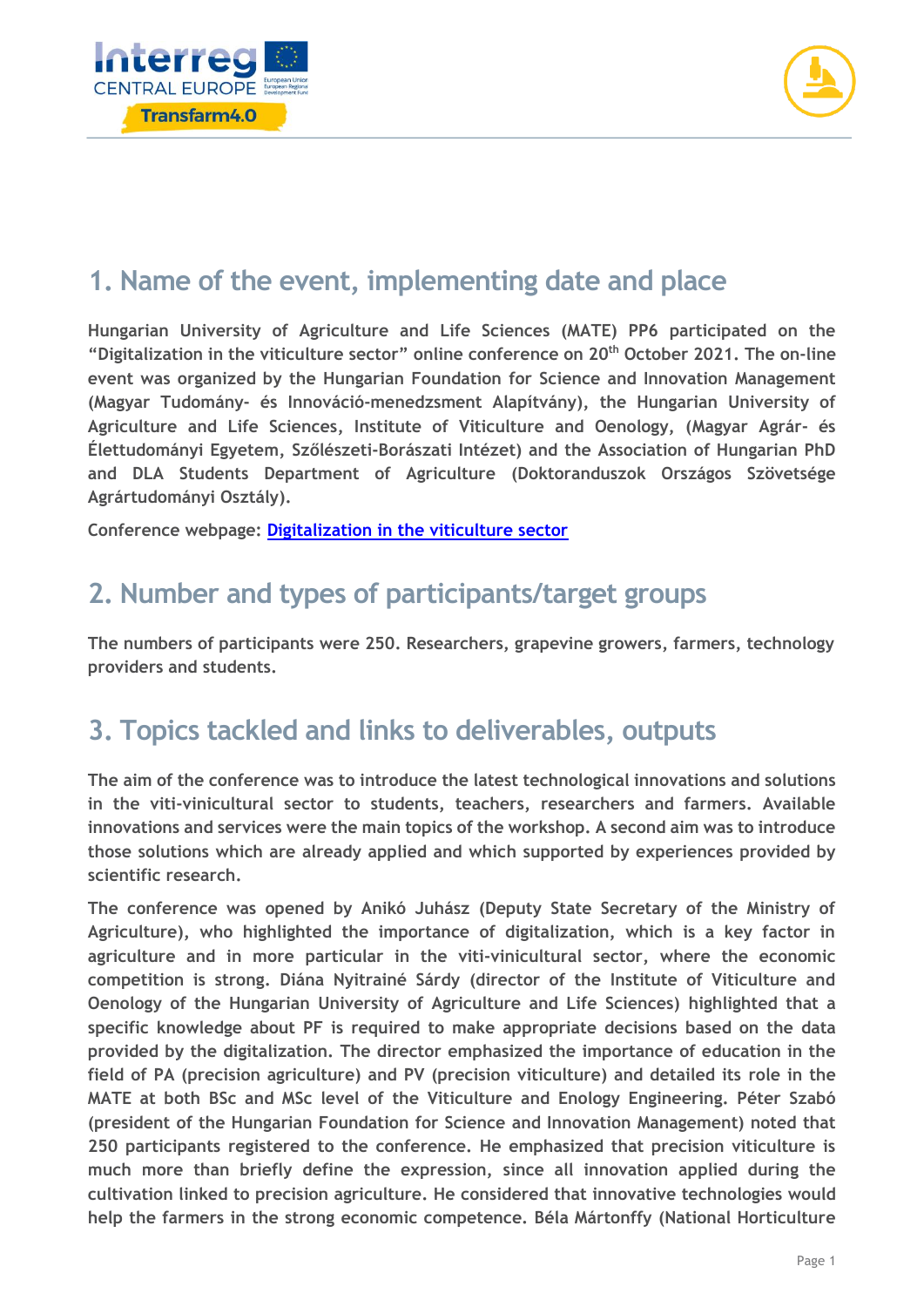## 1. Name of the event, implementing date and place

**Hungarian University of Agriculture and Life Sciences (MATE) PP6 participated on the "Digitalization in the viticulture sector" online conference on 20th October 2021. The on-line event was organized by the Hungarian Foundation for Science and Innovation Management (Magyar Tudomány- és Innováció-menedzsment Alapítvány), the Hungarian University of Agriculture and Life Sciences, Institute of Viticulture and Oenology, (Magyar Agrár- és Élettudományi Egyetem, Szőlészeti-Borászati Intézet) and the Association of Hungarian PhD and DLA Students Department of Agriculture (Doktoranduszok Országos Szövetsége Agrártudományi Osztály).**

**Conference webpage: [Digitalization in the viticulture sector]()**

## 2. Number and types of participants/target groups

**The numbers of participants were 250. Researchers, grapevine growers, farmers, technology providers and students.**

## 3. Topics tackled and links to deliverables, outputs

**The aim of the conference was to introduce the latest technological innovations and solutions in the viti-vinicultural sector to students, teachers, researchers and farmers. Available innovations and services were the main topics of the workshop. A second aim was to introduce those solutions which are already applied and which supported by experiences provided by scientific research.**

**The conference was opened by Anikó Juhász (Deputy State Secretary of the Ministry of Agriculture), who highlighted the importance of digitalization, which is a key factor in agriculture and in more particular in the viti-vinicultural sector, where the economic competition is strong. Diána Nyitrainé Sárdy (director of the Institute of Viticulture and Oenology of the Hungarian University of Agriculture and Life Sciences) highlighted that a specific knowledge about PF is required to make appropriate decisions based on the data provided by the digitalization. The director emphasized the importance of education in the field of PA (precision agriculture) and PV (precision viticulture) and detailed its role in the MATE at both BSc and MSc level of the Viticulture and Enology Engineering. Péter Szabó (president of the Hungarian Foundation for Science and Innovation Management) noted that 250 participants registered to the conference. He emphasized that precision viticulture is much more than briefly define the expression, since all innovation applied during the cultivation linked to precision agriculture. He considered that innovative technologies would help the farmers in the strong economic competence. Béla Mártonffy (National Horticulture**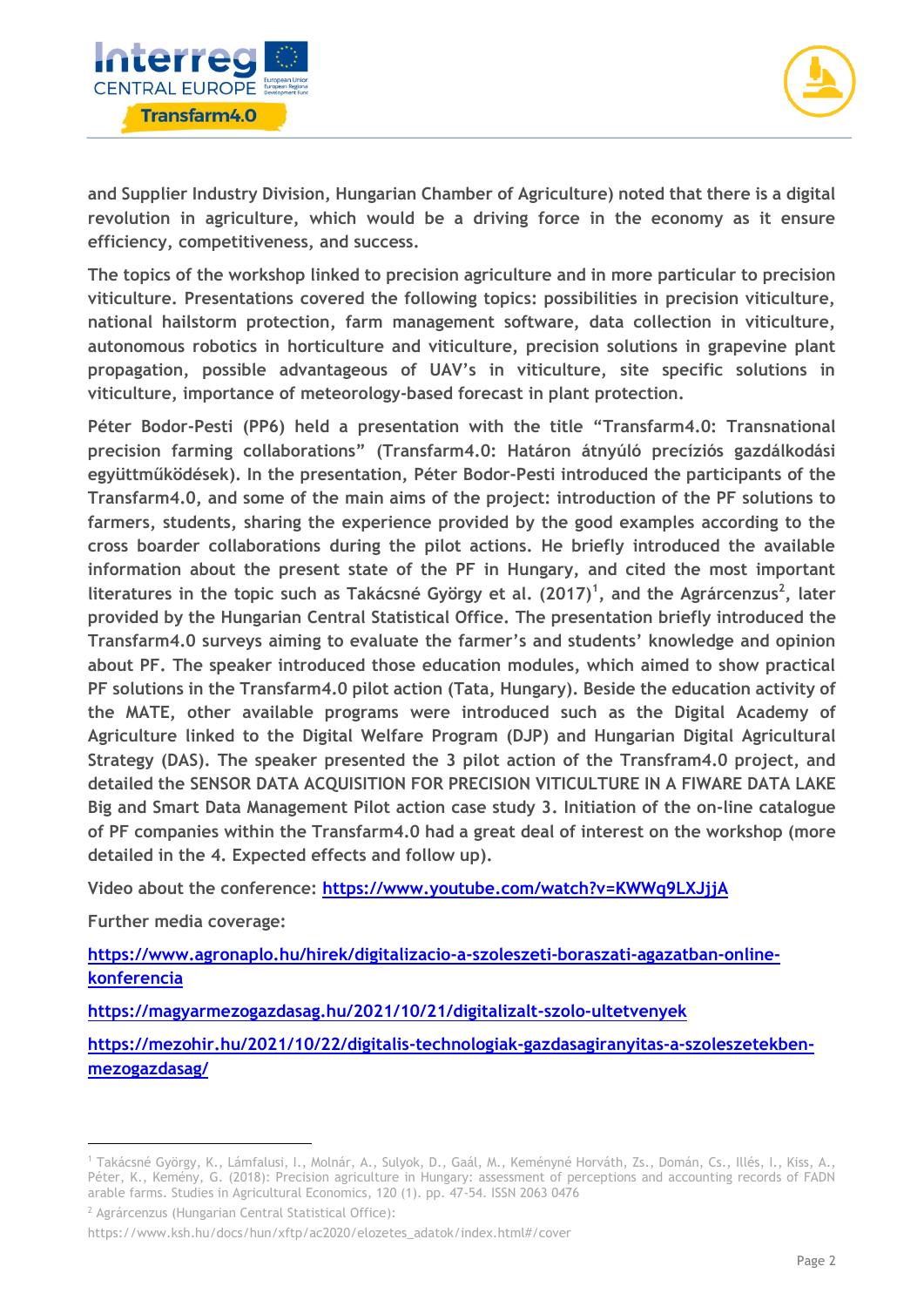and Supplier Industry Division, Hungarian Chamber of Agriculture) noted that there is a digital revolution in agriculture, which would be a driving force in the economy as it ensure efficiency, competitiveness, and success.

The topics of the workshop linked to precision agriculture and in more particular to precision viticulture. Presentations covered the following topics: possibilities in precision viticulture, national hailstorm protection, farm management software, data collection in viticulture, autonomous robotics in horticulture and viticulture, precision solutions in grapevine plant propagation, possible advantageous of UAV's in viticulture, site specific solutions in viticulture, importance of meteorology-based forecast in plant protection.

Péter Bodor-Pesti (PP6) held a presentation with the title "Transfarm4.0: Transnational precision farming collaborations" (Transfarm4.0: Határon átnyúló precíziós gazdálkodási együttműködések). In the presentation, Péter Bodor-Pesti introduced the participants of the Transfarm4.0, and some of the main aims of the project: introduction of the PF solutions to farmers, students, sharing the experience provided by the good examples according to the cross boarder collaborations during the pilot actions. He briefly introduced the available information about the present state of the PF in Hungary, and cited the most important literatures in the topic such as Takácsné György et al. (2017)[1], and the Agrárcenzus[2], later provided by the Hungarian Central Statistical Office. The presentation briefly introduced the Transfarm4.0 surveys aiming to evaluate the farmer's and students' knowledge and opinion about PF. The speaker introduced those education modules, which aimed to show practical PF solutions in the Transfarm4.0 pilot action (Tata, Hungary). Beside the education activity of the MATE, other available programs were introduced such as the Digital Academy of Agriculture linked to the Digital Welfare Program (DJP) and Hungarian Digital Agricultural Strategy (DAS). The speaker presented the 3 pilot action of the Transfram4.0 project, and detailed the SENSOR DATA ACQUISITION FOR PRECISION VITICULTURE IN A FIWARE DATA LAKE Big and Smart Data Management Pilot action case study 3. Initiation of the on-line catalogue of PF companies within the Transfarm4.0 had a great deal of interest on the workshop (more detailed in the 4. Expected effects and follow up).

Video about the conference: https://www.youtube.com/watch?v=KWWq9LXJjjA

Further media coverage:

https://www.agronaplo.hu/hirek/digitalizacio-a-szoleszeti-boraszati-agazatban-online-konferencia

https://magyarmezogazdasag.hu/2021/10/21/digitalizalt-szolo-ultetvenyek

https://mezohir.hu/2021/10/22/digitalis-technologiak-gazdasagiranyitas-a-szoleszetekben-mezogazdasag/

---

[1] Takácsné György, K., Lámfalusi, I., Molnár, A., Sulyok, D., Gaál, M., Keményné Horváth, Zs., Domán, Cs., Illés, I., Kiss, A., Péter, K., Kemény, G. (2018): Precision agriculture in Hungary: assessment of perceptions and accounting records of FADN arable farms. Studies in Agricultural Economics, 120 (1). pp. 47-54. ISSN 2063 0476

[2] Agrárcenzus (Hungarian Central Statistical Office): https://www.ksh.hu/docs/hun/xftp/ac2020/elozetes_adatok/index.html#/cover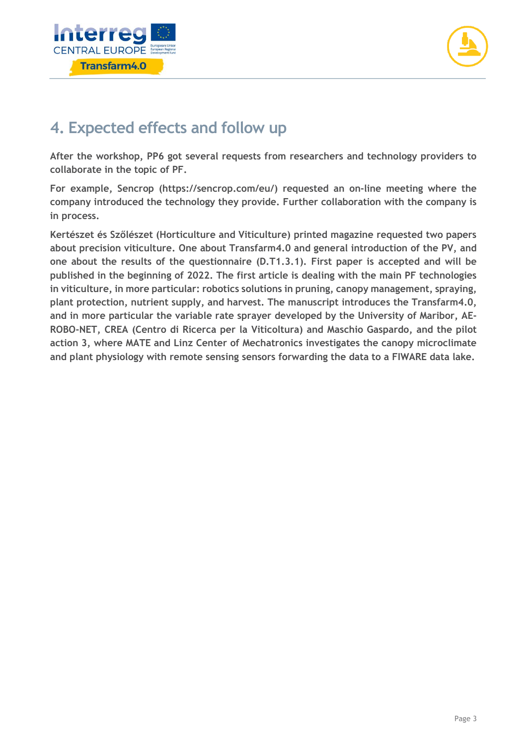## 4. Expected effects and follow up

**After the workshop, PP6 got several requests from researchers and technology providers to collaborate in the topic of PF.**

**For example, Sencrop (https://sencrop.com/eu/) requested an on-line meeting where the company introduced the technology they provide. Further collaboration with the company is in process.**

**Kertészet és Szőlészet (Horticulture and Viticulture) printed magazine requested two papers about precision viticulture. One about Transfarm4.0 and general introduction of the PV, and one about the results of the questionnaire (D.T1.3.1). First paper is accepted and will be published in the beginning of 2022. The first article is dealing with the main PF technologies in viticulture, in more particular: robotics solutions in pruning, canopy management, spraying, plant protection, nutrient supply, and harvest. The manuscript introduces the Transfarm4.0, and in more particular the variable rate sprayer developed by the University of Maribor, AE-ROBO-NET, CREA (Centro di Ricerca per la Viticoltura) and Maschio Gaspardo, and the pilot action 3, where MATE and Linz Center of Mechatronics investigates the canopy microclimate and plant physiology with remote sensing sensors forwarding the data to a FIWARE data lake.**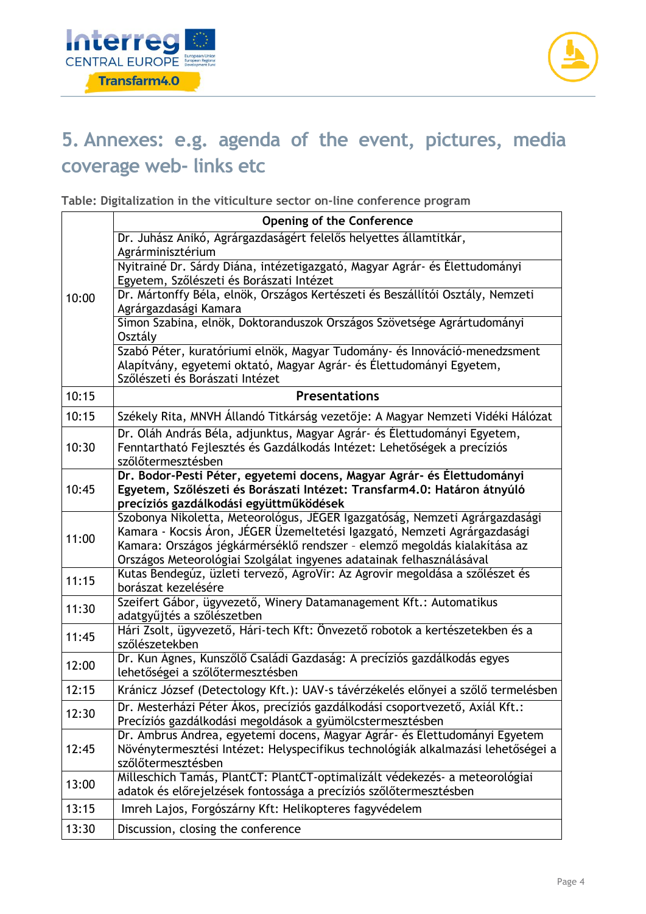# 5. Annexes: e.g. agenda of the event, pictures, media coverage web- links etc

**Table: Digitalization in the viticulture sector on-line conference program**

| | **Opening of the Conference** |
|---|---|
| 10:00 | Dr. Juhász Anikó, Agrárgazdaságért felelős helyettes államtitkár, Agrárminisztérium |
| | Nyitrainé Dr. Sárdy Diána, intézetigazgató, Magyar Agrár- és Élettudományi Egyetem, Szőlészeti és Borászati Intézet |
| | Dr. Mártonffy Béla, elnök, Országos Kertészeti és Beszállítói Osztály, Nemzeti Agrárgazdasági Kamara |
| | Simon Szabina, elnök, Doktoranduszok Országos Szövetsége Agrártudományi Osztály |
| | Szabó Péter, kuratóriumi elnök, Magyar Tudomány- és Innováció-menedzsment Alapítvány, egyetemi oktató, Magyar Agrár- és Élettudományi Egyetem, Szőlészeti és Borászati Intézet |
| 10:15 | **Presentations** |
| 10:15 | Székely Rita, MNVH Állandó Titkárság vezetője: A Magyar Nemzeti Vidéki Hálózat |
| 10:30 | Dr. Oláh András Béla, adjunktus, Magyar Agrár- és Élettudományi Egyetem, Fenntartható Fejlesztés és Gazdálkodás Intézet: Lehetőségek a precíziós szőlőtermesztésben |
| 10:45 | **Dr. Bodor-Pesti Péter, egyetemi docens, Magyar Agrár- és Élettudományi Egyetem, Szőlészeti és Borászati Intézet: Transfarm4.0: Határon átnyúló precíziós gazdálkodási együttműködések** |
| 11:00 | Szobonya Nikoletta, Meteorológus, JÉGER Igazgatóság, Nemzeti Agrárgazdasági Kamara - Kocsis Áron, JÉGER Üzemeltetési Igazgató, Nemzeti Agrárgazdasági Kamara: Országos jégkármérséklő rendszer – elemző megoldás kialakítása az Országos Meteorológiai Szolgálat ingyenes adatainak felhasználásával |
| 11:15 | Kutas Bendegúz, üzleti tervező, AgroVir: Az Agrovir megoldása a szőlészet és borászat kezelésére |
| 11:30 | Szeifert Gábor, ügyvezető, Winery Datamanagement Kft.: Automatikus adatgyűjtés a szőlészetben |
| 11:45 | Hári Zsolt, ügyvezető, Hári-tech Kft: Önvezető robotok a kertészetekben és a szőlészetekben |
| 12:00 | Dr. Kun Ágnes, Kunszőlő Családi Gazdaság: A precíziós gazdálkodás egyes lehetőségei a szőlőtermesztésben |
| 12:15 | Kránicz József (Detectology Kft.): UAV-s távérzékelés előnyei a szőlő termelésben |
| 12:30 | Dr. Mesterházi Péter Ákos, precíziós gazdálkodási csoportvezető, Axiál Kft.: Precíziós gazdálkodási megoldások a gyümölcstermesztésben |
| 12:45 | Dr. Ambrus Andrea, egyetemi docens, Magyar Agrár- és Élettudományi Egyetem Növénytermesztési Intézet: Helyspecifikus technológiák alkalmazási lehetőségei a szőlőtermesztésben |
| 13:00 | Milleschich Tamás, PlantCT: PlantCT-optimalizált védekezés- a meteorológiai adatok és előrejelzések fontossága a precíziós szőlőtermesztésben |
| 13:15 | Imreh Lajos, Forgószárny Kft: Helikopteres fagyvédelem |
| 13:30 | Discussion, closing the conference |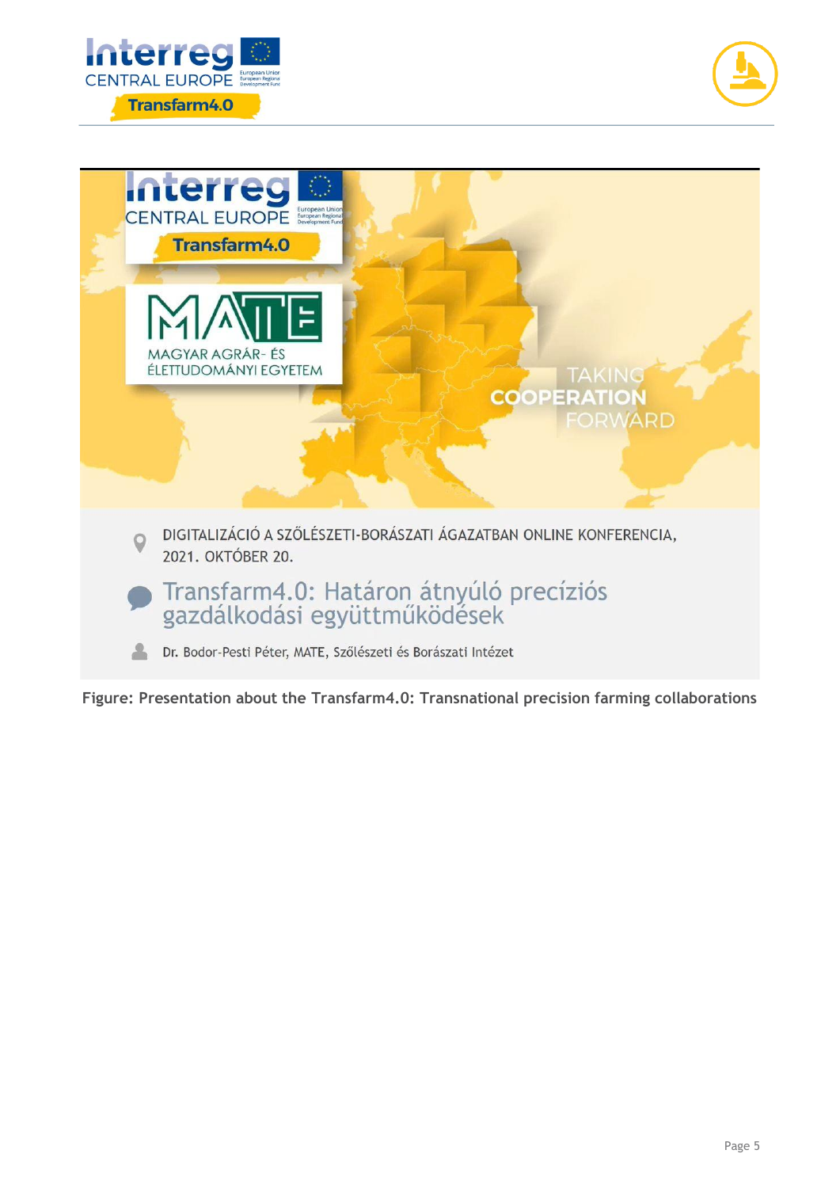DIGITALIZÁCIÓ A SZŐLÉSZETI-BORÁSZATI ÁGAZATBAN ONLINE KONFERENCIA, 2021. OKTÓBER 20.

Transfarm4.0: Határon átnyúló precíziós gazdálkodási együttműködések

Dr. Bodor-Pesti Péter, MATE, Szőlészeti és Borászati Intézet

**Figure: Presentation about the Transfarm4.0: Transnational precision farming collaborations**